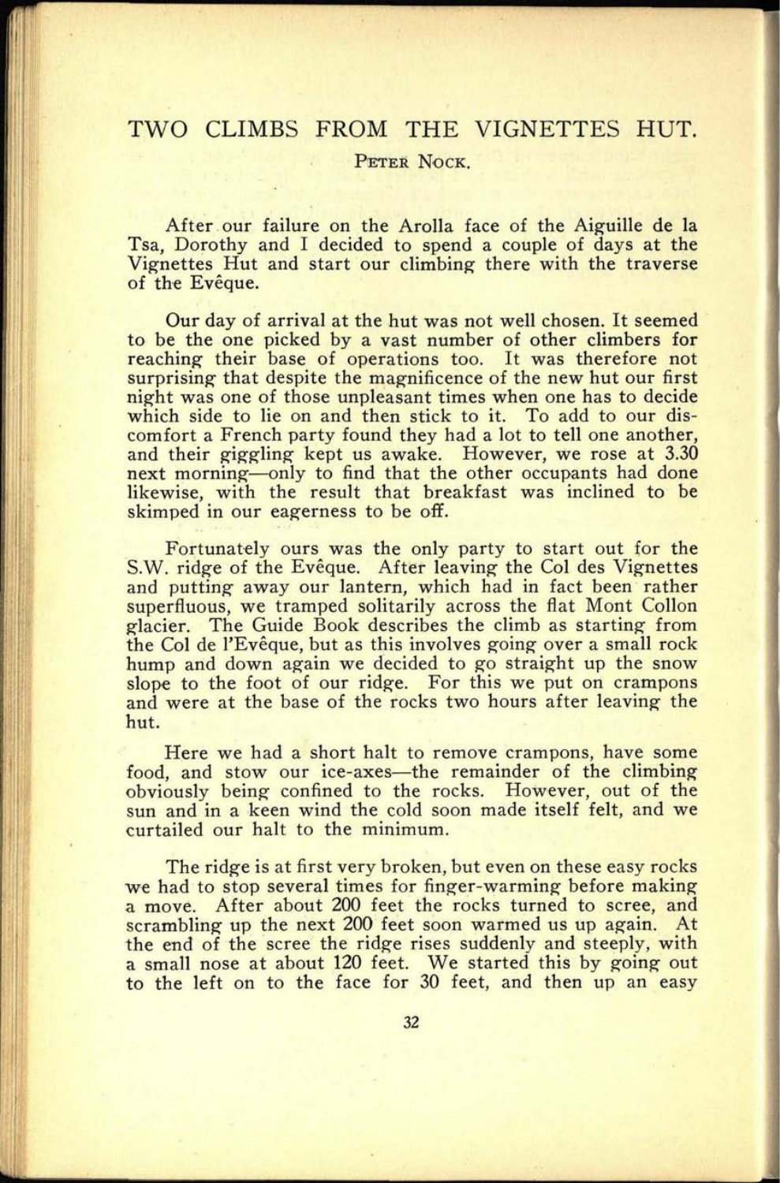# TWO CLIMBS FROM THE VIGNETTES HUT.

PETER NOCK.

After our failure on the Arolla face of the Aiguille de la Tsa, Dorothy and I decided to spend a couple of days at the Vignettes Hut and start our climbing there with the traverse of the Evêque.

Our day of arrival at the hut was not well chosen. It seemed to be the one picked by a vast number of other climbers for reaching their base of operations too. It was therefore not surprising that despite the magnificence of the new hut our first night was one of those unpleasant times when one has to decide which side to lie on and then stick to it. To add to our discomfort a French party found they had a lot to tell one another, and their giggling kept us awake. However, we rose at 3.30 next morning—only to find that the other occupants had done likewise, with the result that breakfast was inclined to be skimped in our eagerness to be off.

Fortunately ours was the only party to start out for the S.W. ridge of the Evêque. After leaving the Col des Vignettes and putting away our lantern, which had in fact been rather superfluous, we tramped solitarily across the flat Mont Collon glacier. The Guide Book describes the climb as starting from the Col de l'Evêque, but as this involves going over a small rock hump and down again we decided to go straight up the snow slope to the foot of our ridge. For this we put on crampons and were at the base of the rocks two hours after leaving the hut.

Here we had a short halt to remove crampons, have some food, and stow our ice-axes—the remainder of the climbing obviously being confined to the rocks. However, out of the sun and in a keen wind the cold soon made itself felt, and we curtailed our halt to the minimum.

The ridge is at first very broken, but even on these easy rocks we had to stop several times for finger-warming before making a move. After about 200 feet the rocks turned to scree, and scrambling up the next 200 feet soon warmed us up again. At the end of the scree the ridge rises suddenly and steeply, with a small nose at about 120 feet. We started this by going out to the left on to the face for 30 feet, and then up an easy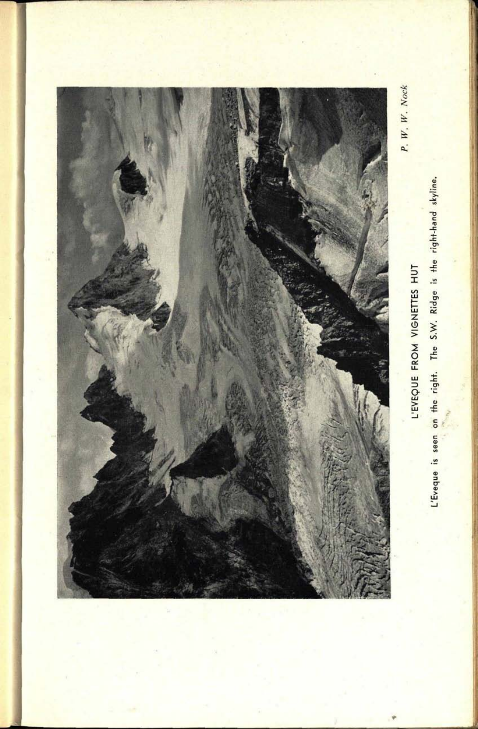L'EVEQUE FROM VIGNETTES HUT

L'Eveque is seen on the right. The S.W. Ridge is the right-hand skyline.

*P. W. W. Nock*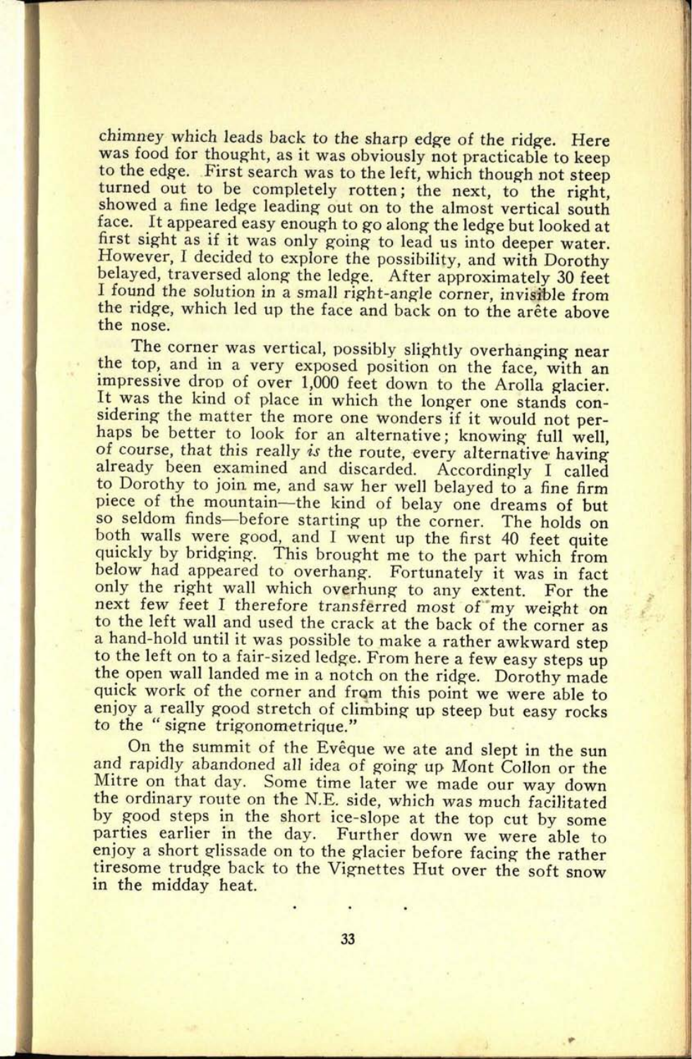chimney which leads back to the sharp edge of the ridge. Here was food for thought, as it was obviously not practicable to keep to the edge. First search was to the left, which though not steep turned out to be completely rotten; the next, to the right, showed a fine ledge leading out on to the almost vertical south face. It appeared easy enough to go along the ledge but looked at first sight as if it was only going to lead us into deeper water. However, I decided to explore the possibility, and with Dorothy belayed, traversed along the ledge. After approximately 30 feet I found the solution in a small right-angle corner, invisible from the ridge, which led up the face and back on to the arête above the nose.

The corner was vertical, possibly slightly overhanging near the top, and in a very exposed position on the face, with an impressive drop of over 1,000 feet down to the Arolla glacier. It was the kind of place in which the longer one stands considering the matter the more one wonders if it would not perhaps be better to look for an alternative; knowing full well, of course, that this really *is* the route, every alternative having already been examined and discarded. Accordingly I called to Dorothy to join me, and saw her well belayed to a fine firm piece of the mountain—the kind of belay one dreams of but so seldom finds—before starting up the corner. The holds on both walls were good, and I went up the first 40 feet quite quickly by bridging. This brought me to the part which from below had appeared to overhang. Fortunately it was in fact only the right wall which overhung to any extent. For the next few feet I therefore transferred most of my weight on to the left wall and used the crack at the back of the corner as a hand-hold until it was possible to make a rather awkward step to the left on to a fair-sized ledge. From here a few easy steps up the open wall landed me in a notch on the ridge. Dorothy made quick work of the corner and from this point we were able to enjoy a really good stretch of climbing up steep but easy rocks to the " signe trigonometrique."

On the summit of the Evêque we ate and slept in the sun and rapidly abandoned all idea of going up Mont Collon or the Mitre on that day. Some time later we made our way down the ordinary route on the N.E. side, which was much facilitated by good steps in the short ice-slope at the top cut by some parties earlier in the day. Further down we were able to enjoy a short glissade on to the glacier before facing the rather tiresome trudge back to the Vignettes Hut over the soft snow in the midday heat.

. . .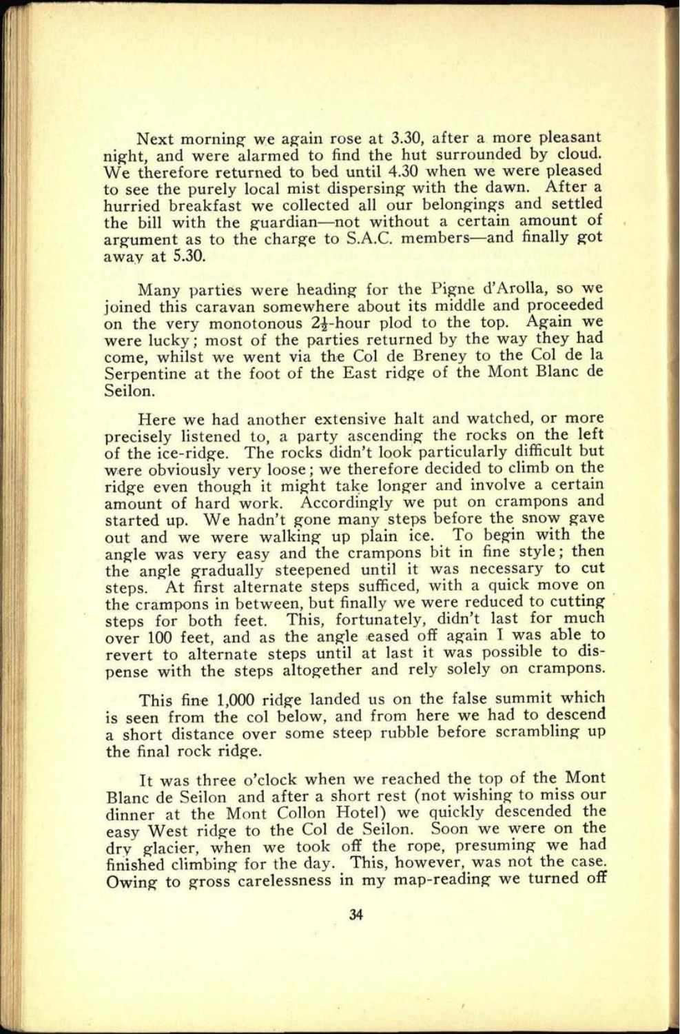Next morning we again rose at 3.30, after a more pleasant night, and were alarmed to find the hut surrounded by cloud. We therefore returned to bed until 4.30 when we were pleased to see the purely local mist dispersing with the dawn. After a hurried breakfast we collected all our belongings and settled the bill with the guardian—not without a certain amount of argument as to the charge to S.A.C. members—and finally got away at 5.30.

Many parties were heading for the Pigne d'Arolla, so we joined this caravan somewhere about its middle and proceeded on the very monotonous 2½-hour plod to the top. Again we were lucky; most of the parties returned by the way they had come, whilst we went via the Col de Breney to the Col de la Serpentine at the foot of the East ridge of the Mont Blanc de Seilon.

Here we had another extensive halt and watched, or more precisely listened to, a party ascending the rocks on the left of the ice-ridge. The rocks didn't look particularly difficult but were obviously very loose; we therefore decided to climb on the ridge even though it might take longer and involve a certain amount of hard work. Accordingly we put on crampons and started up. We hadn't gone many steps before the snow gave out and we were walking up plain ice. To begin with the angle was very easy and the crampons bit in fine style; then the angle gradually steepened until it was necessary to cut steps. At first alternate steps sufficed, with a quick move on the crampons in between, but finally we were reduced to cutting steps for both feet. This, fortunately, didn't last for much over 100 feet, and as the angle eased off again I was able to revert to alternate steps until at last it was possible to dispense with the steps altogether and rely solely on crampons.

This fine 1,000 ridge landed us on the false summit which is seen from the col below, and from here we had to descend a short distance over some steep rubble before scrambling up the final rock ridge.

It was three o'clock when we reached the top of the Mont Blanc de Seilon and after a short rest (not wishing to miss our dinner at the Mont Collon Hotel) we quickly descended the easy West ridge to the Col de Seilon. Soon we were on the dry glacier, when we took off the rope, presuming we had finished climbing for the day. This, however, was not the case. Owing to gross carelessness in my map-reading we turned off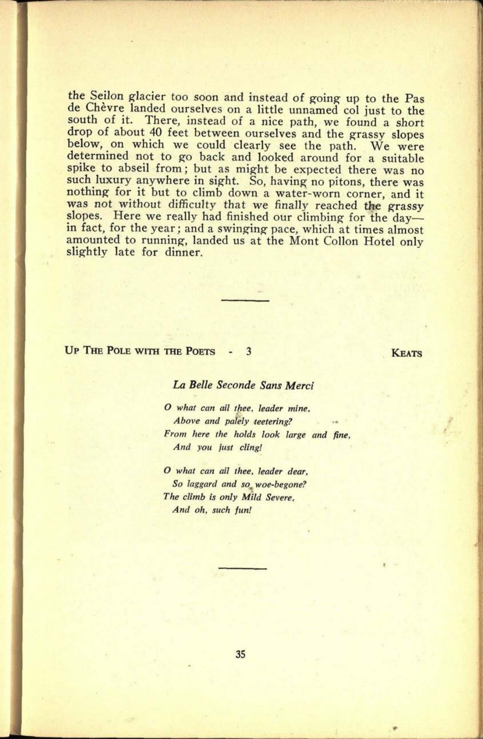the Seilon glacier too soon and instead of going up to the Pas de Chèvre landed ourselves on a little unnamed col just to the south of it. There, instead of a nice path, we found a short drop of about 40 feet between ourselves and the grassy slopes below, on which we could clearly see the path. We were determined not to go back and looked around for a suitable spike to abseil from; but as might be expected there was no such luxury anywhere in sight. So, having no pitons, there was nothing for it but to climb down a water-worn corner, and it was not without difficulty that we finally reached the grassy slopes. Here we really had finished our climbing for the day—in fact, for the year; and a swinging pace, which at times almost amounted to running, landed us at the Mont Collon Hotel only slightly late for dinner.

---

**UP THE POLE WITH THE POETS - 3** **KEATS**

### *La Belle Seconde Sans Merci*

*O what can ail thee, leader mine,*
*Above and palely teetering?*
*From here the holds look large and fine,*
*And you just cling!*

*O what can ail thee, leader dear,*
*So laggard and so woe-begone?*
*The climb is only Mild Severe,*
*And oh, such fun!*

---